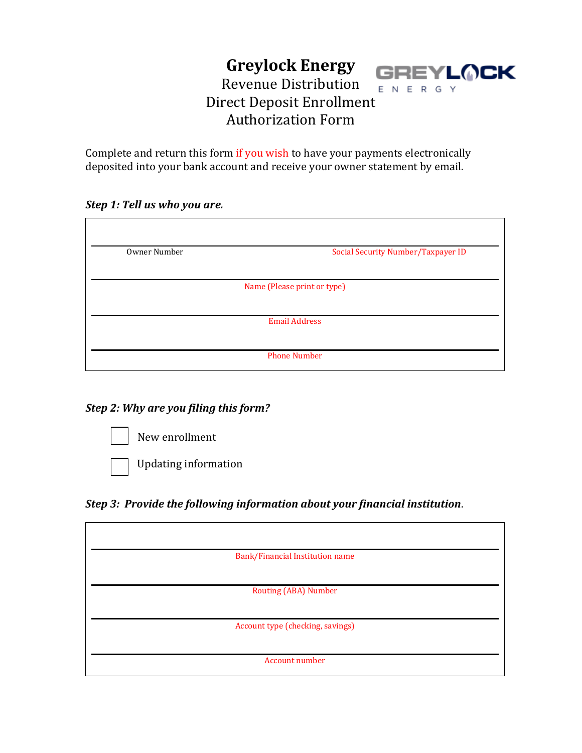# Greylock Energy

## Revenue Distribution Direct Deposit Enrollment Authorization Form

GREYLOCK ENERGY

Complete and return this form if you wish to have your payments electronically deposited into your bank account and receive your owner statement by email.

***Step 1: Tell us who you are.***

| Owner Number | Social Security Number/Taxpayer ID |
|---|---|
| | |

Name (Please print or type)

Email Address

Phone Number

***Step 2: Why are you filing this form?***

- [ ] New enrollment
- [ ] Updating information

***Step 3: Provide the following information about your financial institution.***

Bank/Financial Institution name

Routing (ABA) Number

Account type (checking, savings)

Account number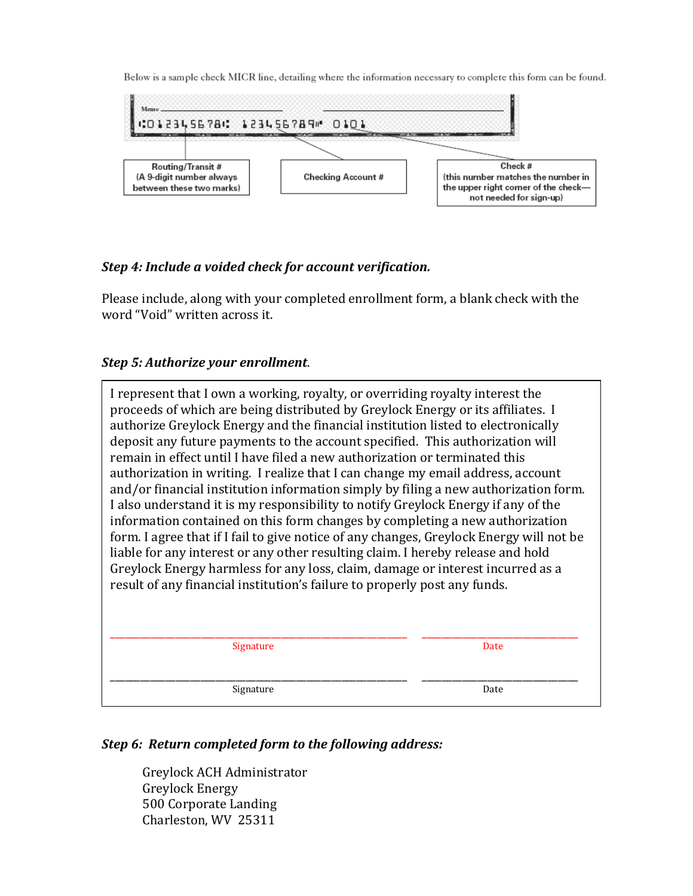Below is a sample check MICR line, detailing where the information necessary to complete this form can be found.

Memo

⑆012345678⑆ 123456789⑈ 0101

Routing/Transit # (A 9-digit number always between these two marks)

Checking Account #

Check # (this number matches the number in the upper right corner of the check—not needed for sign-up)

***Step 4: Include a voided check for account verification.***

Please include, along with your completed enrollment form, a blank check with the word "Void" written across it.

***Step 5: Authorize your enrollment.***

I represent that I own a working, royalty, or overriding royalty interest the proceeds of which are being distributed by Greylock Energy or its affiliates. I authorize Greylock Energy and the financial institution listed to electronically deposit any future payments to the account specified. This authorization will remain in effect until I have filed a new authorization or terminated this authorization in writing. I realize that I can change my email address, account and/or financial institution information simply by filing a new authorization form. I also understand it is my responsibility to notify Greylock Energy if any of the information contained on this form changes by completing a new authorization form. I agree that if I fail to give notice of any changes, Greylock Energy will not be liable for any interest or any other resulting claim. I hereby release and hold Greylock Energy harmless for any loss, claim, damage or interest incurred as a result of any financial institution's failure to properly post any funds.

\_\_\_\_\_\_\_\_\_\_\_\_\_\_\_\_\_\_\_\_\_\_\_\_\_\_\_\_\_\_\_\_\_\_\_\_\_\_\_\_ \_\_\_\_\_\_\_\_\_\_\_\_\_\_\_\_\_\_\_\_\_\_\_\_

Signature Date

\_\_\_\_\_\_\_\_\_\_\_\_\_\_\_\_\_\_\_\_\_\_\_\_\_\_\_\_\_\_\_\_\_\_\_\_\_\_\_\_ \_\_\_\_\_\_\_\_\_\_\_\_\_\_\_\_\_\_\_\_\_\_\_\_

Signature Date

***Step 6: Return completed form to the following address:***

Greylock ACH Administrator
Greylock Energy
500 Corporate Landing
Charleston, WV 25311